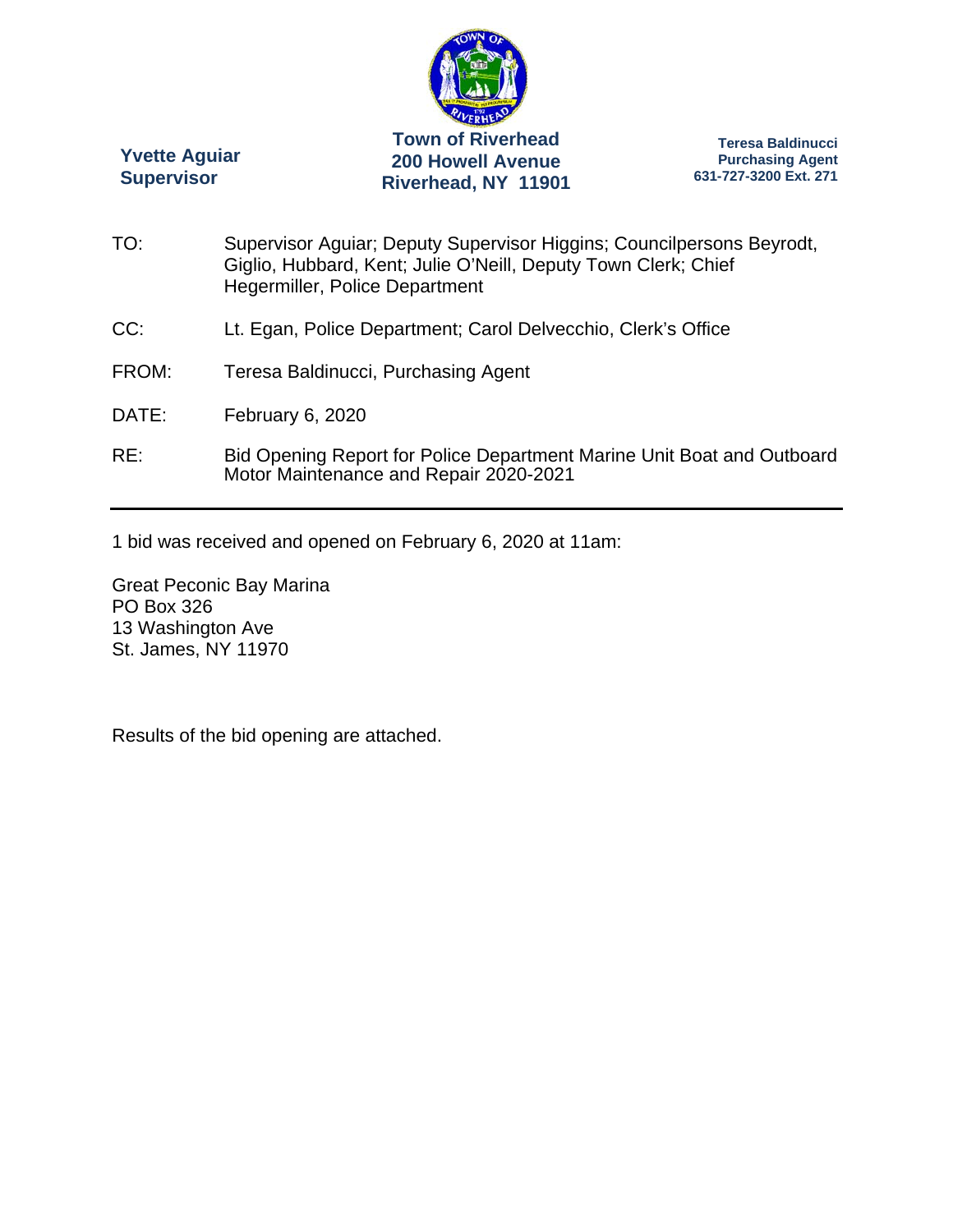**Yvette Aguiar**
**Supervisor**

**Town of Riverhead**
**200 Howell Avenue**
**Riverhead, NY 11901**

**Teresa Baldinucci**
**Purchasing Agent**
**631-727-3200 Ext. 271**

TO: Supervisor Aguiar; Deputy Supervisor Higgins; Councilpersons Beyrodt, Giglio, Hubbard, Kent; Julie O'Neill, Deputy Town Clerk; Chief Hegermiller, Police Department

CC: Lt. Egan, Police Department; Carol Delvecchio, Clerk's Office

FROM: Teresa Baldinucci, Purchasing Agent

DATE: February 6, 2020

RE: Bid Opening Report for Police Department Marine Unit Boat and Outboard Motor Maintenance and Repair 2020-2021

---

1 bid was received and opened on February 6, 2020 at 11am:

Great Peconic Bay Marina
PO Box 326
13 Washington Ave
St. James, NY 11970

Results of the bid opening are attached.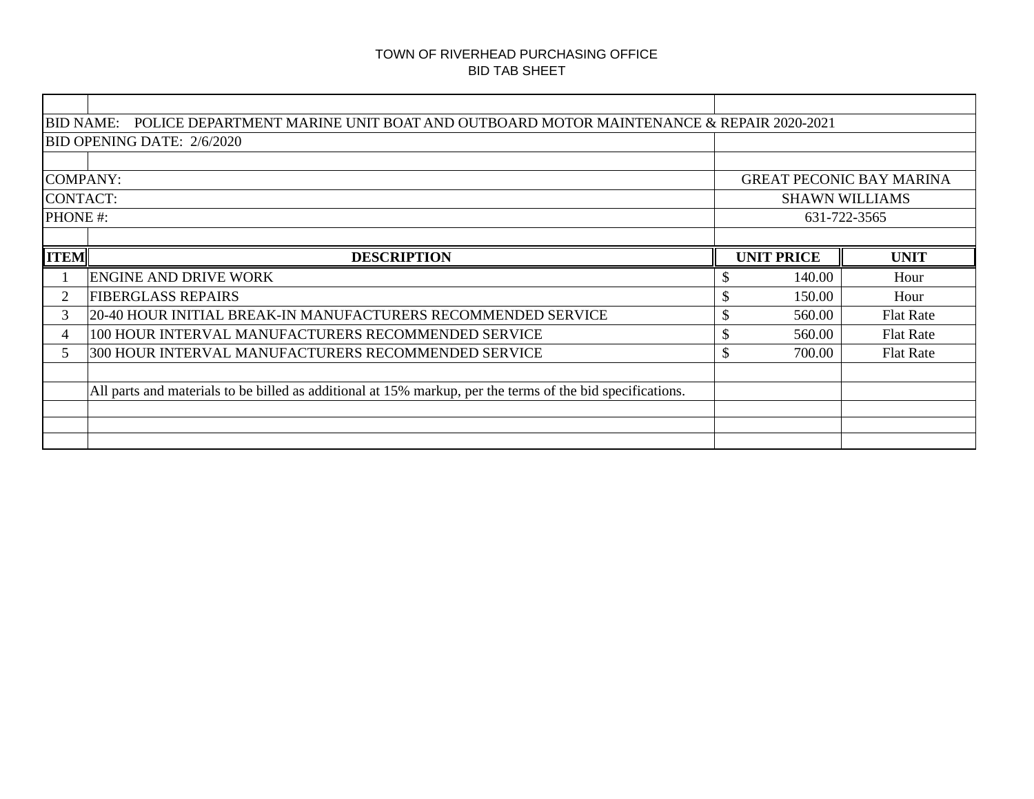TOWN OF RIVERHEAD PURCHASING OFFICE
BID TAB SHEET

| | | | |
|---|---|---|---|
| BID NAME: POLICE DEPARTMENT MARINE UNIT BOAT AND OUTBOARD MOTOR MAINTENANCE & REPAIR 2020-2021 | | | |
| BID OPENING DATE: 2/6/2020 | | | |
| COMPANY: | | GREAT PECONIC BAY MARINA | |
| CONTACT: | | SHAWN WILLIAMS | |
| PHONE #: | | 631-722-3565 | |
| **ITEM** | **DESCRIPTION** | **UNIT PRICE** | **UNIT** |
| 1 | ENGINE AND DRIVE WORK | $ 140.00 | Hour |
| 2 | FIBERGLASS REPAIRS | $ 150.00 | Hour |
| 3 | 20-40 HOUR INITIAL BREAK-IN MANUFACTURERS RECOMMENDED SERVICE | $ 560.00 | Flat Rate |
| 4 | 100 HOUR INTERVAL MANUFACTURERS RECOMMENDED SERVICE | $ 560.00 | Flat Rate |
| 5 | 300 HOUR INTERVAL MANUFACTURERS RECOMMENDED SERVICE | $ 700.00 | Flat Rate |
| | All parts and materials to be billed as additional at 15% markup, per the terms of the bid specifications. | | |